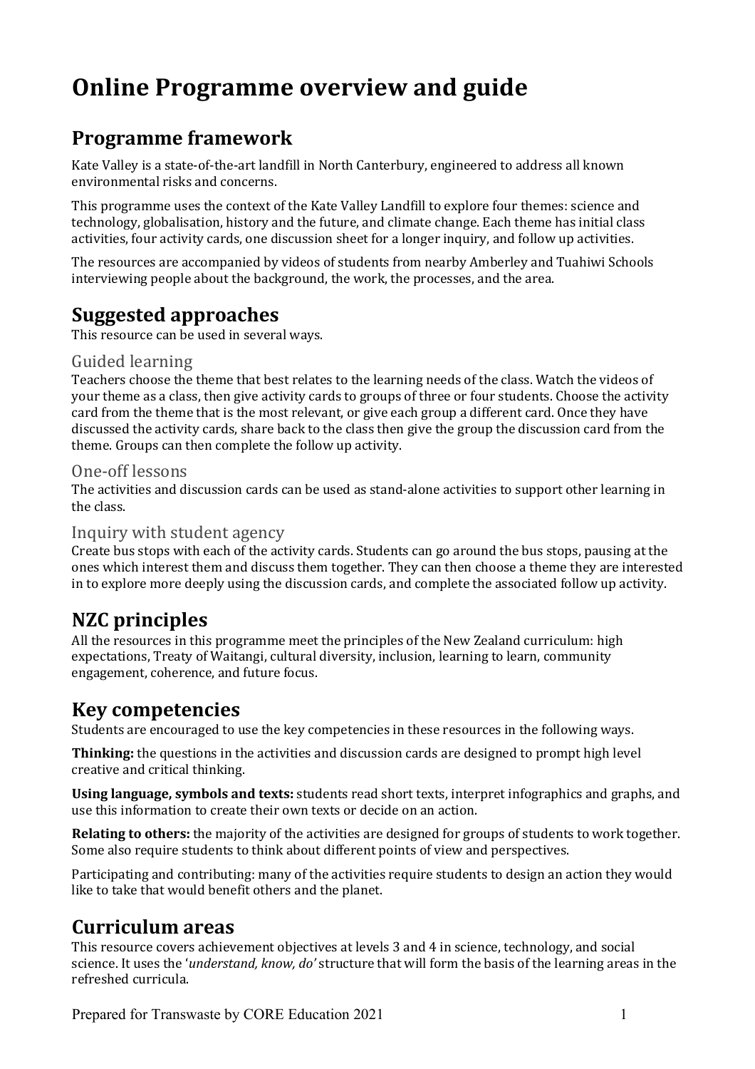# Online Programme overview and guide

## Programme framework

Kate Valley is a state-of-the-art landfill in North Canterbury, engineered to address all known environmental risks and concerns.

This programme uses the context of the Kate Valley Landfill to explore four themes: science and technology, globalisation, history and the future, and climate change. Each theme has initial class activities, four activity cards, one discussion sheet for a longer inquiry, and follow up activities.

The resources are accompanied by videos of students from nearby Amberley and Tuahiwi Schools interviewing people about the background, the work, the processes, and the area.

## Suggested approaches

This resource can be used in several ways.

### Guided learning

Teachers choose the theme that best relates to the learning needs of the class. Watch the videos of your theme as a class, then give activity cards to groups of three or four students. Choose the activity card from the theme that is the most relevant, or give each group a different card. Once they have discussed the activity cards, share back to the class then give the group the discussion card from the theme. Groups can then complete the follow up activity.

### One-off lessons

The activities and discussion cards can be used as stand-alone activities to support other learning in the class.

### Inquiry with student agency

Create bus stops with each of the activity cards. Students can go around the bus stops, pausing at the ones which interest them and discuss them together. They can then choose a theme they are interested in to explore more deeply using the discussion cards, and complete the associated follow up activity.

## NZC principles

All the resources in this programme meet the principles of the New Zealand curriculum: high expectations, Treaty of Waitangi, cultural diversity, inclusion, learning to learn, community engagement, coherence, and future focus.

## Key competencies

Students are encouraged to use the key competencies in these resources in the following ways.

**Thinking:** the questions in the activities and discussion cards are designed to prompt high level creative and critical thinking.

**Using language, symbols and texts:** students read short texts, interpret infographics and graphs, and use this information to create their own texts or decide on an action.

**Relating to others:** the majority of the activities are designed for groups of students to work together. Some also require students to think about different points of view and perspectives.

Participating and contributing: many of the activities require students to design an action they would like to take that would benefit others and the planet.

## Curriculum areas

This resource covers achievement objectives at levels 3 and 4 in science, technology, and social science. It uses the '*understand, know, do'* structure that will form the basis of the learning areas in the refreshed curricula.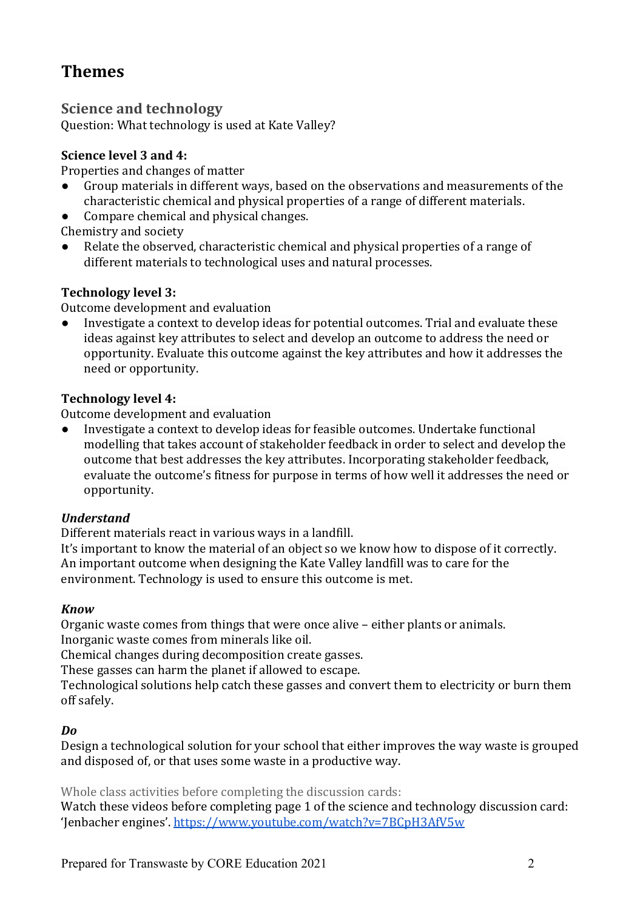# Themes

## Science and technology

Question: What technology is used at Kate Valley?

**Science level 3 and 4:**

Properties and changes of matter

- Group materials in different ways, based on the observations and measurements of the characteristic chemical and physical properties of a range of different materials.
- Compare chemical and physical changes.

Chemistry and society

- Relate the observed, characteristic chemical and physical properties of a range of different materials to technological uses and natural processes.

**Technology level 3:**

Outcome development and evaluation

- Investigate a context to develop ideas for potential outcomes. Trial and evaluate these ideas against key attributes to select and develop an outcome to address the need or opportunity. Evaluate this outcome against the key attributes and how it addresses the need or opportunity.

**Technology level 4:**

Outcome development and evaluation

- Investigate a context to develop ideas for feasible outcomes. Undertake functional modelling that takes account of stakeholder feedback in order to select and develop the outcome that best addresses the key attributes. Incorporating stakeholder feedback, evaluate the outcome's fitness for purpose in terms of how well it addresses the need or opportunity.

***Understand***

Different materials react in various ways in a landfill.
It's important to know the material of an object so we know how to dispose of it correctly.
An important outcome when designing the Kate Valley landfill was to care for the environment. Technology is used to ensure this outcome is met.

***Know***

Organic waste comes from things that were once alive – either plants or animals.
Inorganic waste comes from minerals like oil.
Chemical changes during decomposition create gasses.
These gasses can harm the planet if allowed to escape.
Technological solutions help catch these gasses and convert them to electricity or burn them off safely.

***Do***

Design a technological solution for your school that either improves the way waste is grouped and disposed of, or that uses some waste in a productive way.

Whole class activities before completing the discussion cards:

Watch these videos before completing page 1 of the science and technology discussion card: 'Jenbacher engines'. https://www.youtube.com/watch?v=7BCpH3AfV5w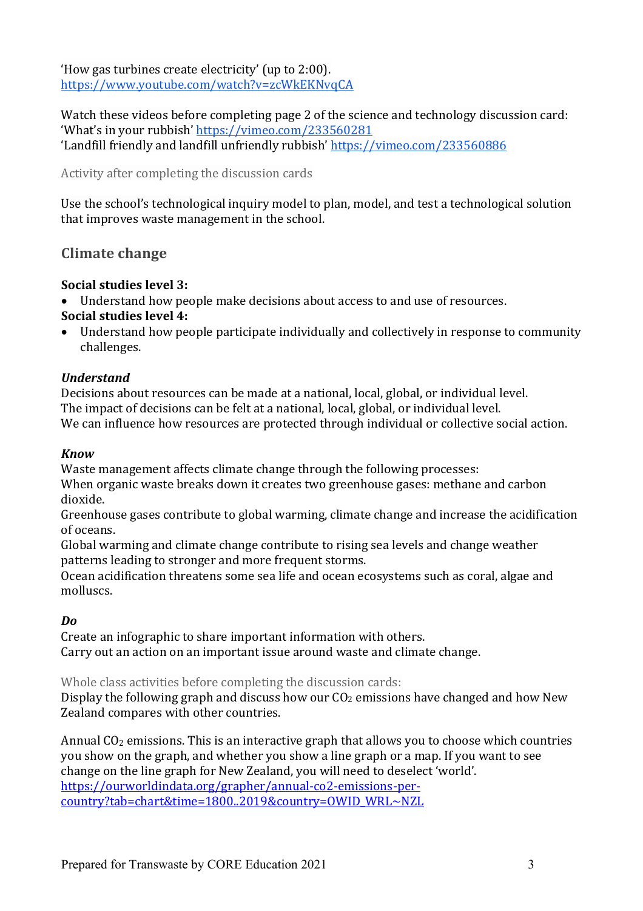'How gas turbines create electricity' (up to 2:00).
https://www.youtube.com/watch?v=zcWkEKNvqCA

Watch these videos before completing page 2 of the science and technology discussion card:
'What's in your rubbish' https://vimeo.com/233560281
'Landfill friendly and landfill unfriendly rubbish' https://vimeo.com/233560886

Activity after completing the discussion cards

Use the school's technological inquiry model to plan, model, and test a technological solution that improves waste management in the school.

## Climate change

**Social studies level 3:**

- Understand how people make decisions about access to and use of resources.

**Social studies level 4:**

- Understand how people participate individually and collectively in response to community challenges.

***Understand***

Decisions about resources can be made at a national, local, global, or individual level.
The impact of decisions can be felt at a national, local, global, or individual level.
We can influence how resources are protected through individual or collective social action.

***Know***

Waste management affects climate change through the following processes:
When organic waste breaks down it creates two greenhouse gases: methane and carbon dioxide.
Greenhouse gases contribute to global warming, climate change and increase the acidification of oceans.
Global warming and climate change contribute to rising sea levels and change weather patterns leading to stronger and more frequent storms.
Ocean acidification threatens some sea life and ocean ecosystems such as coral, algae and molluscs.

***Do***

Create an infographic to share important information with others.
Carry out an action on an important issue around waste and climate change.

Whole class activities before completing the discussion cards:

Display the following graph and discuss how our $CO_2$ emissions have changed and how New Zealand compares with other countries.

Annual $CO_2$ emissions. This is an interactive graph that allows you to choose which countries you show on the graph, and whether you show a line graph or a map. If you want to see change on the line graph for New Zealand, you will need to deselect 'world'.
https://ourworldindata.org/grapher/annual-co2-emissions-per-country?tab=chart&time=1800..2019&country=OWID_WRL~NZL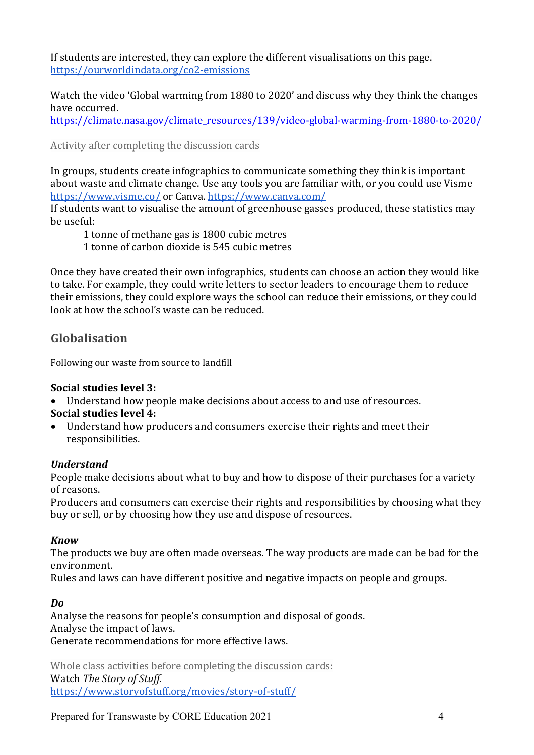If students are interested, they can explore the different visualisations on this page. https://ourworldindata.org/co2-emissions

Watch the video 'Global warming from 1880 to 2020' and discuss why they think the changes have occurred.
https://climate.nasa.gov/climate_resources/139/video-global-warming-from-1880-to-2020/

Activity after completing the discussion cards

In groups, students create infographics to communicate something they think is important about waste and climate change. Use any tools you are familiar with, or you could use Visme https://www.visme.co/ or Canva. https://www.canva.com/
If students want to visualise the amount of greenhouse gasses produced, these statistics may be useful:

> 1 tonne of methane gas is 1800 cubic metres
> 1 tonne of carbon dioxide is 545 cubic metres

Once they have created their own infographics, students can choose an action they would like to take. For example, they could write letters to sector leaders to encourage them to reduce their emissions, they could explore ways the school can reduce their emissions, or they could look at how the school's waste can be reduced.

## Globalisation

Following our waste from source to landfill

**Social studies level 3:**
- Understand how people make decisions about access to and use of resources.

**Social studies level 4:**
- Understand how producers and consumers exercise their rights and meet their responsibilities.

***Understand***
People make decisions about what to buy and how to dispose of their purchases for a variety of reasons.
Producers and consumers can exercise their rights and responsibilities by choosing what they buy or sell, or by choosing how they use and dispose of resources.

***Know***
The products we buy are often made overseas. The way products are made can be bad for the environment.
Rules and laws can have different positive and negative impacts on people and groups.

***Do***
Analyse the reasons for people's consumption and disposal of goods.
Analyse the impact of laws.
Generate recommendations for more effective laws.

Whole class activities before completing the discussion cards:
Watch *The Story of Stuff.*
https://www.storyofstuff.org/movies/story-of-stuff/

Prepared for Transwaste by CORE Education 2021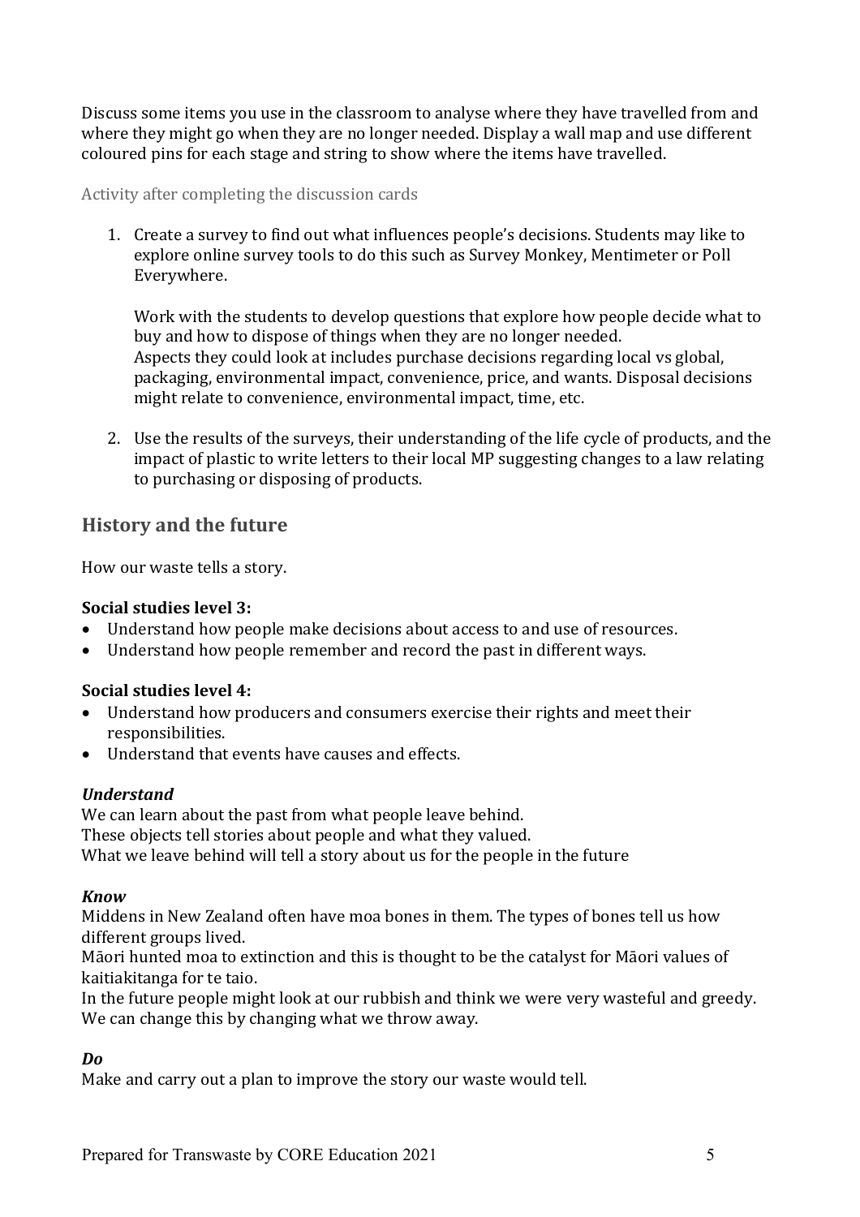Discuss some items you use in the classroom to analyse where they have travelled from and where they might go when they are no longer needed. Display a wall map and use different coloured pins for each stage and string to show where the items have travelled.

### Activity after completing the discussion cards

1. Create a survey to find out what influences people's decisions. Students may like to explore online survey tools to do this such as Survey Monkey, Mentimeter or Poll Everywhere.

   Work with the students to develop questions that explore how people decide what to buy and how to dispose of things when they are no longer needed.
   Aspects they could look at includes purchase decisions regarding local vs global, packaging, environmental impact, convenience, price, and wants. Disposal decisions might relate to convenience, environmental impact, time, etc.

2. Use the results of the surveys, their understanding of the life cycle of products, and the impact of plastic to write letters to their local MP suggesting changes to a law relating to purchasing or disposing of products.

## History and the future

How our waste tells a story.

**Social studies level 3:**

- Understand how people make decisions about access to and use of resources.
- Understand how people remember and record the past in different ways.

**Social studies level 4:**

- Understand how producers and consumers exercise their rights and meet their responsibilities.
- Understand that events have causes and effects.

***Understand***

We can learn about the past from what people leave behind.
These objects tell stories about people and what they valued.
What we leave behind will tell a story about us for the people in the future

***Know***

Middens in New Zealand often have moa bones in them. The types of bones tell us how different groups lived.
Māori hunted moa to extinction and this is thought to be the catalyst for Māori values of kaitiakitanga for te taio.
In the future people might look at our rubbish and think we were very wasteful and greedy. We can change this by changing what we throw away.

***Do***

Make and carry out a plan to improve the story our waste would tell.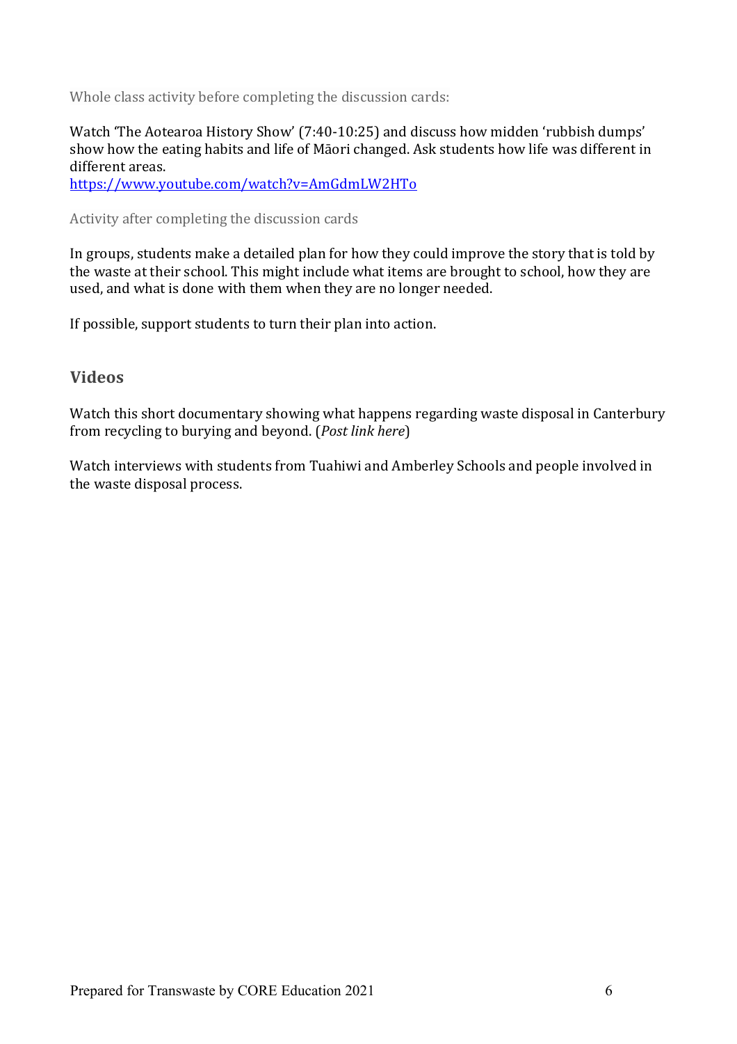Whole class activity before completing the discussion cards:

Watch 'The Aotearoa History Show' (7:40-10:25) and discuss how midden 'rubbish dumps' show how the eating habits and life of Māori changed. Ask students how life was different in different areas.
https://www.youtube.com/watch?v=AmGdmLW2HTo

Activity after completing the discussion cards

In groups, students make a detailed plan for how they could improve the story that is told by the waste at their school. This might include what items are brought to school, how they are used, and what is done with them when they are no longer needed.

If possible, support students to turn their plan into action.

## Videos

Watch this short documentary showing what happens regarding waste disposal in Canterbury from recycling to burying and beyond. (*Post link here*)

Watch interviews with students from Tuahiwi and Amberley Schools and people involved in the waste disposal process.